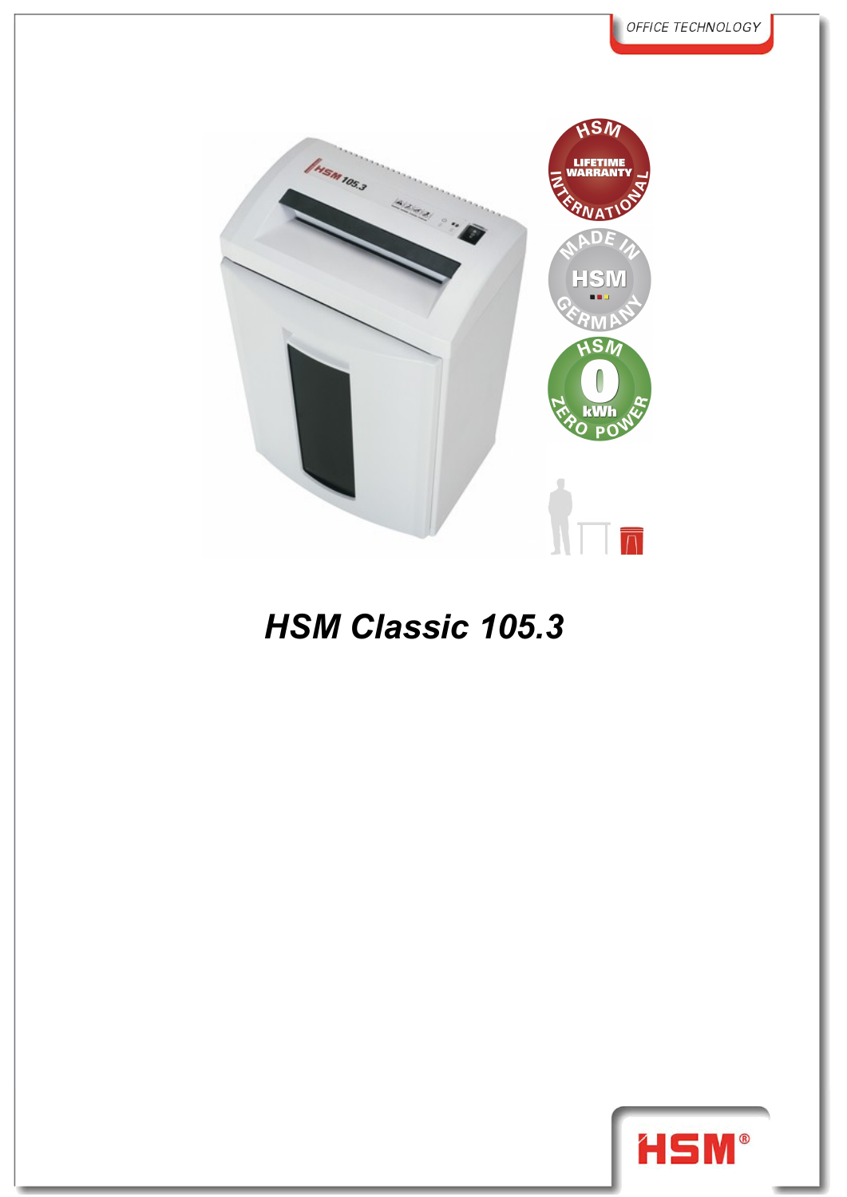OFFICE TECHNOLOGY

# *HSM Classic 105.3*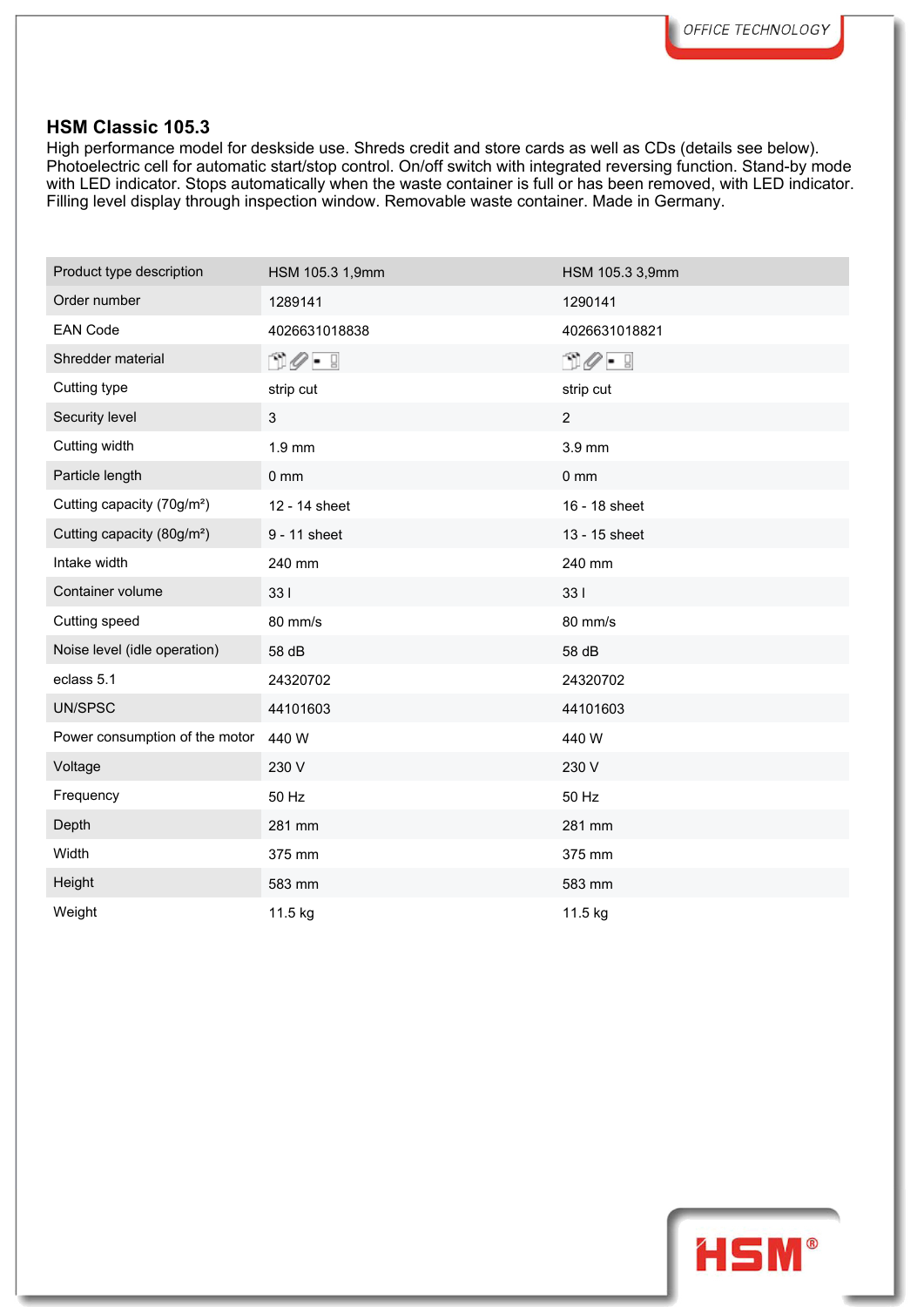## HSM Classic 105.3

High performance model for deskside use. Shreds credit and store cards as well as CDs (details see below). Photoelectric cell for automatic start/stop control. On/off switch with integrated reversing function. Stand-by mode with LED indicator. Stops automatically when the waste container is full or has been removed, with LED indicator. Filling level display through inspection window. Removable waste container. Made in Germany.

| Product type description | HSM 105.3 1,9mm | HSM 105.3 3,9mm |
|---|---|---|
| Order number | 1289141 | 1290141 |
| EAN Code | 4026631018838 | 4026631018821 |
| Shredder material | | |
| Cutting type | strip cut | strip cut |
| Security level | 3 | 2 |
| Cutting width | 1.9 mm | 3.9 mm |
| Particle length | 0 mm | 0 mm |
| Cutting capacity (70g/m²) | 12 - 14 sheet | 16 - 18 sheet |
| Cutting capacity (80g/m²) | 9 - 11 sheet | 13 - 15 sheet |
| Intake width | 240 mm | 240 mm |
| Container volume | 33 l | 33 l |
| Cutting speed | 80 mm/s | 80 mm/s |
| Noise level (idle operation) | 58 dB | 58 dB |
| eclass 5.1 | 24320702 | 24320702 |
| UN/SPSC | 44101603 | 44101603 |
| Power consumption of the motor | 440 W | 440 W |
| Voltage | 230 V | 230 V |
| Frequency | 50 Hz | 50 Hz |
| Depth | 281 mm | 281 mm |
| Width | 375 mm | 375 mm |
| Height | 583 mm | 583 mm |
| Weight | 11.5 kg | 11.5 kg |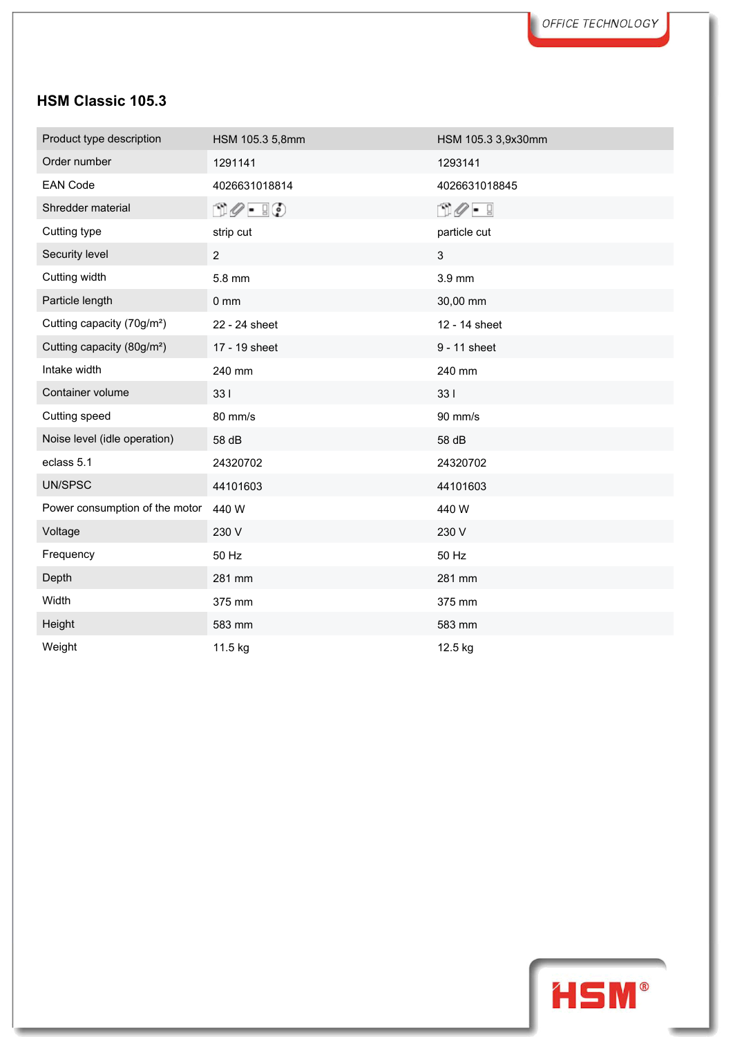## HSM Classic 105.3

| Product type description | HSM 105.3 5,8mm | HSM 105.3 3,9x30mm |
|---|---|---|
| Order number | 1291141 | 1293141 |
| EAN Code | 4026631018814 | 4026631018845 |
| Shredder material | | |
| Cutting type | strip cut | particle cut |
| Security level | 2 | 3 |
| Cutting width | 5.8 mm | 3.9 mm |
| Particle length | 0 mm | 30,00 mm |
| Cutting capacity (70g/m²) | 22 - 24 sheet | 12 - 14 sheet |
| Cutting capacity (80g/m²) | 17 - 19 sheet | 9 - 11 sheet |
| Intake width | 240 mm | 240 mm |
| Container volume | 33 l | 33 l |
| Cutting speed | 80 mm/s | 90 mm/s |
| Noise level (idle operation) | 58 dB | 58 dB |
| eclass 5.1 | 24320702 | 24320702 |
| UN/SPSC | 44101603 | 44101603 |
| Power consumption of the motor | 440 W | 440 W |
| Voltage | 230 V | 230 V |
| Frequency | 50 Hz | 50 Hz |
| Depth | 281 mm | 281 mm |
| Width | 375 mm | 375 mm |
| Height | 583 mm | 583 mm |
| Weight | 11.5 kg | 12.5 kg |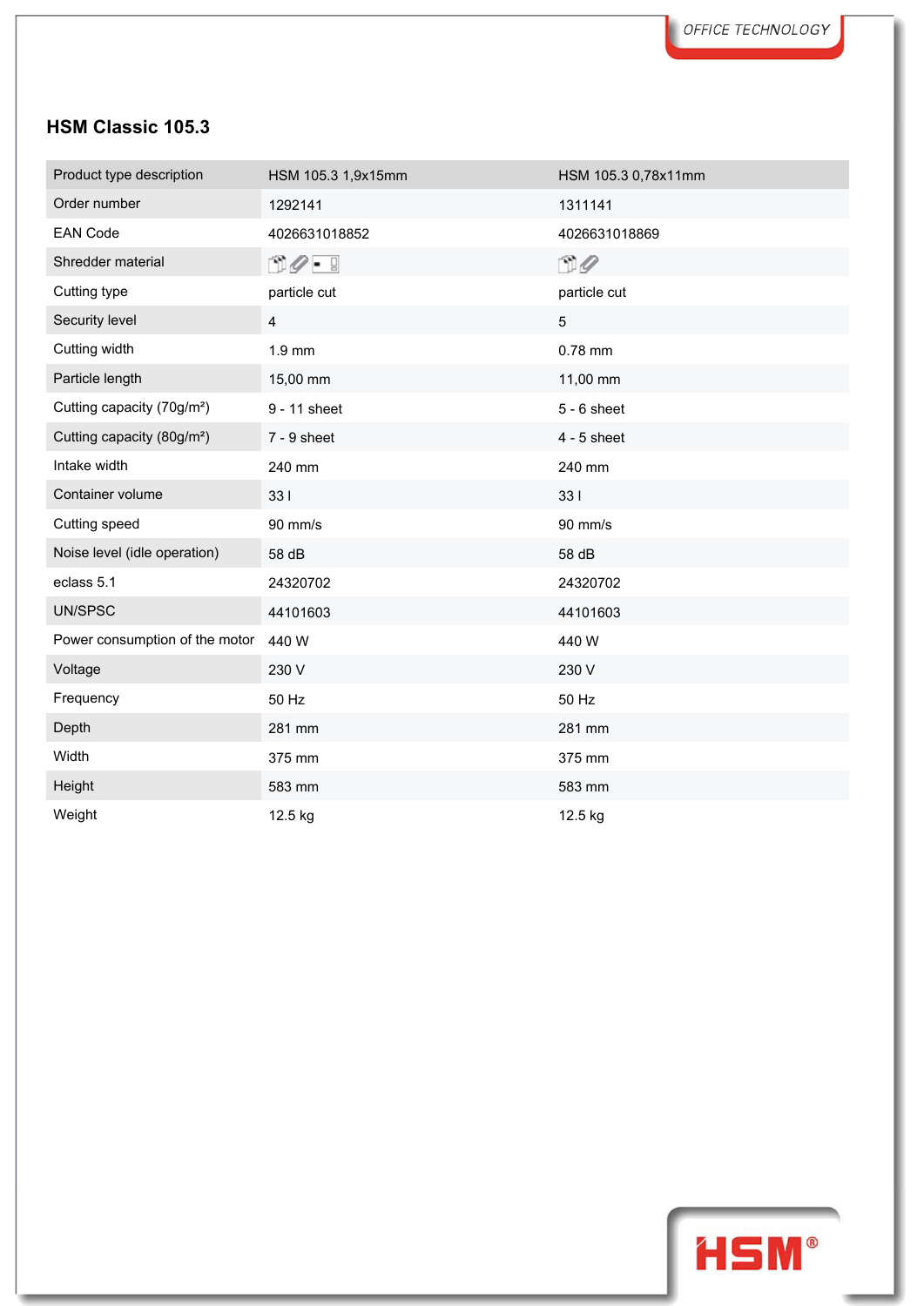## HSM Classic 105.3

| Product type description | HSM 105.3 1,9x15mm | HSM 105.3 0,78x11mm |
|---|---|---|
| Order number | 1292141 | 1311141 |
| EAN Code | 4026631018852 | 4026631018869 |
| Shredder material | | |
| Cutting type | particle cut | particle cut |
| Security level | 4 | 5 |
| Cutting width | 1.9 mm | 0.78 mm |
| Particle length | 15,00 mm | 11,00 mm |
| Cutting capacity (70g/m²) | 9 - 11 sheet | 5 - 6 sheet |
| Cutting capacity (80g/m²) | 7 - 9 sheet | 4 - 5 sheet |
| Intake width | 240 mm | 240 mm |
| Container volume | 33 l | 33 l |
| Cutting speed | 90 mm/s | 90 mm/s |
| Noise level (idle operation) | 58 dB | 58 dB |
| eclass 5.1 | 24320702 | 24320702 |
| UN/SPSC | 44101603 | 44101603 |
| Power consumption of the motor | 440 W | 440 W |
| Voltage | 230 V | 230 V |
| Frequency | 50 Hz | 50 Hz |
| Depth | 281 mm | 281 mm |
| Width | 375 mm | 375 mm |
| Height | 583 mm | 583 mm |
| Weight | 12.5 kg | 12.5 kg |